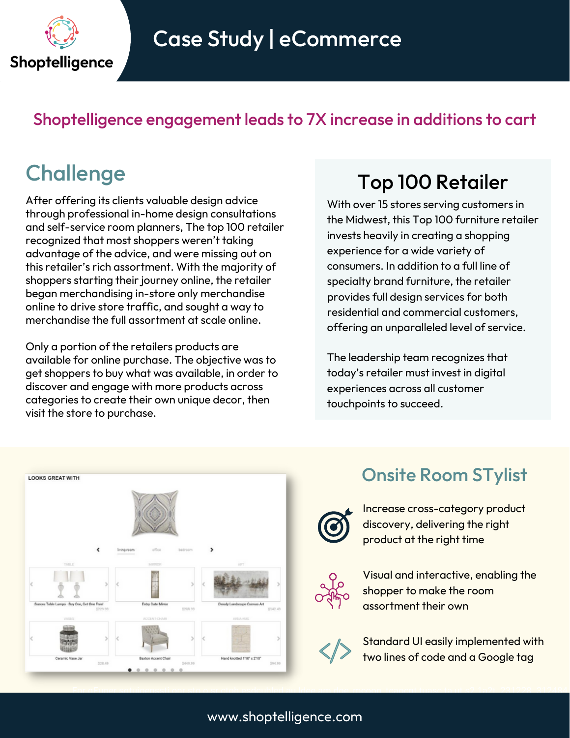Shoptelligence

# Case Study | eCommerce

## Shoptelligence engagement leads to 7X increase in additions to cart

## Challenge

After offering its clients valuable design advice through professional in-home design consultations and self-service room planners, The top 100 retailer recognized that most shoppers weren't taking advantage of the advice, and were missing out on this retailer's rich assortment. With the majority of shoppers starting their journey online, the retailer began merchandising in-store only merchandise online to drive store traffic, and sought a way to merchandise the full assortment at scale online.

Only a portion of the retailers products are available for online purchase. The objective was to get shoppers to buy what was available, in order to discover and engage with more products across categories to create their own unique decor, then visit the store to purchase.

## Top 100 Retailer

With over 15 stores serving customers in the Midwest, this Top 100 furniture retailer invests heavily in creating a shopping experience for a wide variety of consumers. In addition to a full line of specialty brand furniture, the retailer provides full design services for both residential and commercial customers, offering an unparalleled level of service.

The leadership team recognizes that today's retailer must invest in digital experiences across all customer touchpoints to succeed.

## Onsite Room STylist

- Increase cross-category product discovery, delivering the right product at the right time
- Visual and interactive, enabling the shopper to make the room assortment their own
- Standard UI easily implemented with two lines of code and a Google tag

www.shoptelligence.com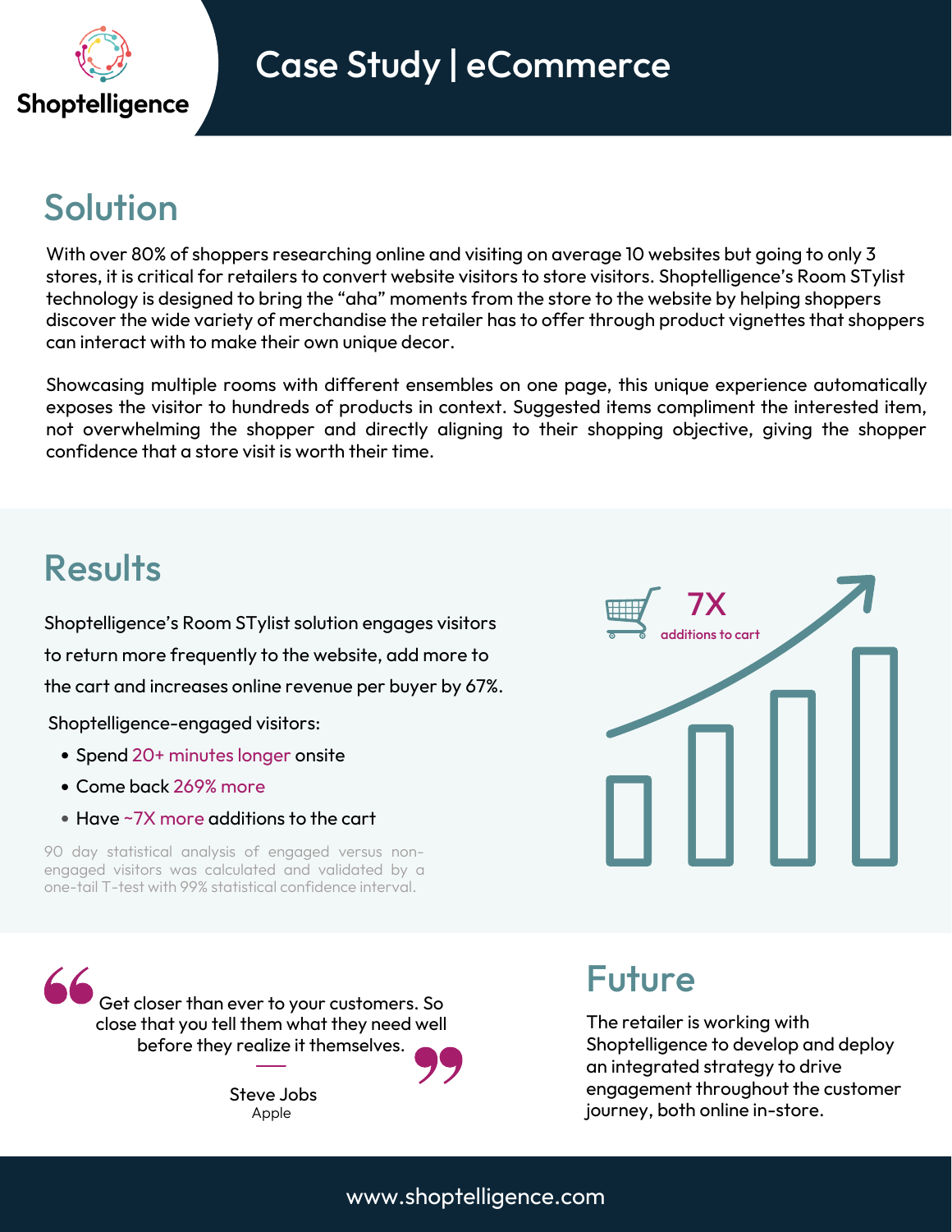Shoptelligence

# Case Study | eCommerce

## Solution

With over 80% of shoppers researching online and visiting on average 10 websites but going to only 3 stores, it is critical for retailers to convert website visitors to store visitors. Shoptelligence's Room STylist technology is designed to bring the "aha" moments from the store to the website by helping shoppers discover the wide variety of merchandise the retailer has to offer through product vignettes that shoppers can interact with to make their own unique decor.

Showcasing multiple rooms with different ensembles on one page, this unique experience automatically exposes the visitor to hundreds of products in context. Suggested items compliment the interested item, not overwhelming the shopper and directly aligning to their shopping objective, giving the shopper confidence that a store visit is worth their time.

## Results

Shoptelligence's Room STylist solution engages visitors to return more frequently to the website, add more to the cart and increases online revenue per buyer by 67%.

Shoptelligence-engaged visitors:

- Spend 20+ minutes longer onsite
- Come back 269% more
- Have ~7X more additions to the cart

90 day statistical analysis of engaged versus non-engaged visitors was calculated and validated by a one-tail T-test with 99% statistical confidence interval.

7X
additions to cart

> Get closer than ever to your customers. So close that you tell them what they need well before they realize it themselves.
>
> Steve Jobs
> Apple

## Future

The retailer is working with Shoptelligence to develop and deploy an integrated strategy to drive engagement throughout the customer journey, both online in-store.

www.shoptelligence.com